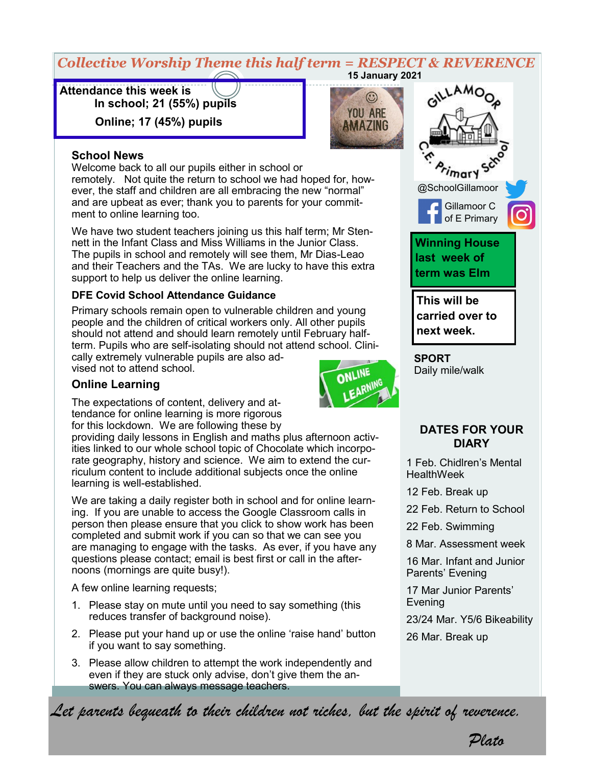**Collective Worship Theme this half term = RESPECT & REVERENCE**

**15 January 2021**

**Attendance this week is**
**In school; 21 (55%) pupils**
**Online; 17 (45%) pupils**

YOU ARE AMAZING

## School News

Welcome back to all our pupils either in school or remotely. Not quite the return to school we had hoped for, however, the staff and children are all embracing the new "normal" and are upbeat as ever; thank you to parents for your commitment to online learning too.

We have two student teachers joining us this half term; Mr Stennett in the Infant Class and Miss Williams in the Junior Class. The pupils in school and remotely will see them, Mr Dias-Leao and their Teachers and the TAs. We are lucky to have this extra support to help us deliver the online learning.

### DFE Covid School Attendance Guidance

Primary schools remain open to vulnerable children and young people and the children of critical workers only. All other pupils should not attend and should learn remotely until February half-term. Pupils who are self-isolating should not attend school. Clinically extremely vulnerable pupils are also advised not to attend school.

## Online Learning

The expectations of content, delivery and attendance for online learning is more rigorous for this lockdown. We are following these by providing daily lessons in English and maths plus afternoon activities linked to our whole school topic of Chocolate which incorporate geography, history and science. We aim to extend the curriculum content to include additional subjects once the online learning is well-established.

We are taking a daily register both in school and for online learning. If you are unable to access the Google Classroom calls in person then please ensure that you click to show work has been completed and submit work if you can so that we can see you are managing to engage with the tasks. As ever, if you have any questions please contact; email is best first or call in the afternoons (mornings are quite busy!).

A few online learning requests;

1. Please stay on mute until you need to say something (this reduces transfer of background noise).
2. Please put your hand up or use the online 'raise hand' button if you want to say something.
3. Please allow children to attempt the work independently and even if they are stuck only advise, don't give them the answers. You can always message teachers.

Gillamoor C.E. Primary School

@SchoolGillamoor

Gillamoor C of E Primary

**Winning House last week of term was Elm**

**This will be carried over to next week.**

**SPORT**
Daily mile/walk

### DATES FOR YOUR DIARY

1 Feb. Chidlren's Mental HealthWeek

12 Feb. Break up

22 Feb. Return to School

22 Feb. Swimming

8 Mar. Assessment week

16 Mar. Infant and Junior Parents' Evening

17 Mar Junior Parents' Evening

23/24 Mar. Y5/6 Bikeability

26 Mar. Break up

*Let parents bequeath to their children not riches, but the spirit of reverence.*

*Plato*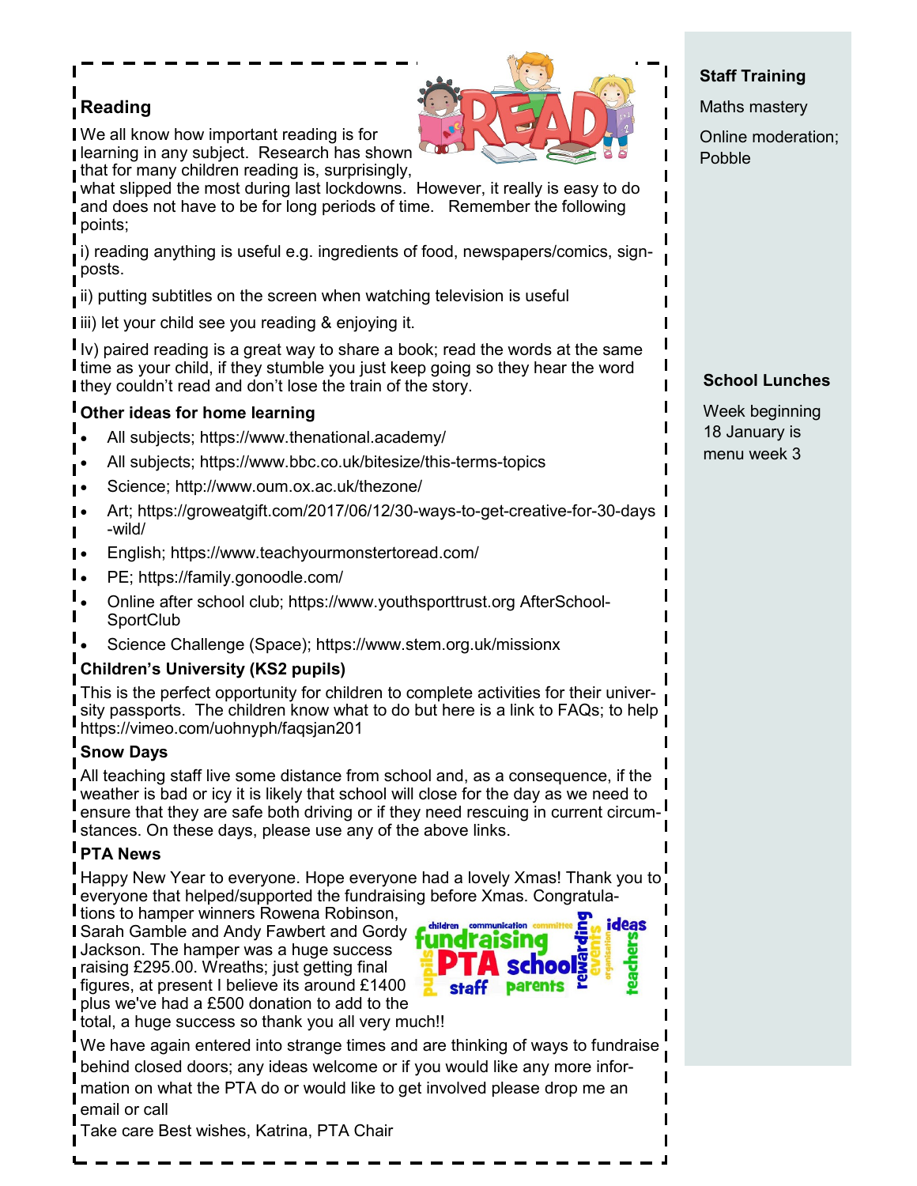## Reading

We all know how important reading is for learning in any subject. Research has shown that for many children reading is, surprisingly, what slipped the most during last lockdowns. However, it really is easy to do and does not have to be for long periods of time. Remember the following points;

i) reading anything is useful e.g. ingredients of food, newspapers/comics, sign-posts.

ii) putting subtitles on the screen when watching television is useful

iii) let your child see you reading & enjoying it.

Iv) paired reading is a great way to share a book; read the words at the same time as your child, if they stumble you just keep going so they hear the word they couldn't read and don't lose the train of the story.

### Other ideas for home learning

- All subjects; https://www.thenational.academy/
- All subjects; https://www.bbc.co.uk/bitesize/this-terms-topics
- Science; http://www.oum.ox.ac.uk/thezone/
- Art; https://groweatgift.com/2017/06/12/30-ways-to-get-creative-for-30-days-wild/
- English; https://www.teachyourmonstertoread.com/
- PE; https://family.gonoodle.com/
- Online after school club; https://www.youthsporttrust.org AfterSchool-SportClub
- Science Challenge (Space); https://www.stem.org.uk/missionx

### Children's University (KS2 pupils)

This is the perfect opportunity for children to complete activities for their university passports. The children know what to do but here is a link to FAQs; to help https://vimeo.com/uohnyph/faqsjan201

### Snow Days

All teaching staff live some distance from school and, as a consequence, if the weather is bad or icy it is likely that school will close for the day as we need to ensure that they are safe both driving or if they need rescuing in current circumstances. On these days, please use any of the above links.

### PTA News

Happy New Year to everyone. Hope everyone had a lovely Xmas! Thank you to everyone that helped/supported the fundraising before Xmas. Congratulations to hamper winners Rowena Robinson, Sarah Gamble and Andy Fawbert and Gordy Jackson. The hamper was a huge success raising £295.00. Wreaths; just getting final figures, at present I believe its around £1400 plus we've had a £500 donation to add to the total, a huge success so thank you all very much!!

We have again entered into strange times and are thinking of ways to fundraise behind closed doors; any ideas welcome or if you would like any more information on what the PTA do or would like to get involved please drop me an email or call

Take care Best wishes, Katrina, PTA Chair

## Staff Training

Maths mastery

Online moderation; Pobble

## School Lunches

Week beginning 18 January is menu week 3